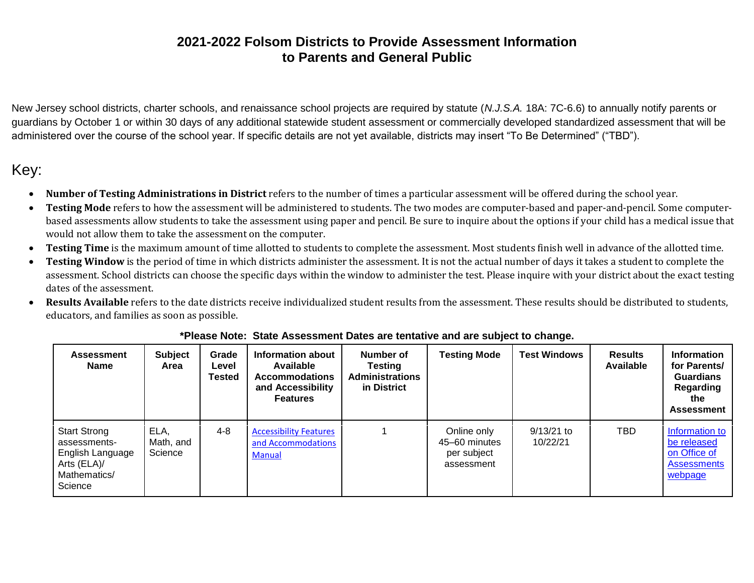# 2021-2022 Folsom Districts to Provide Assessment Information to Parents and General Public

New Jersey school districts, charter schools, and renaissance school projects are required by statute (*N.J.S.A.* 18A: 7C-6.6) to annually notify parents or guardians by October 1 or within 30 days of any additional statewide student assessment or commercially developed standardized assessment that will be administered over the course of the school year. If specific details are not yet available, districts may insert "To Be Determined" ("TBD").

## Key:

- **Number of Testing Administrations in District** refers to the number of times a particular assessment will be offered during the school year.
- **Testing Mode** refers to how the assessment will be administered to students. The two modes are computer-based and paper-and-pencil. Some computer-based assessments allow students to take the assessment using paper and pencil. Be sure to inquire about the options if your child has a medical issue that would not allow them to take the assessment on the computer.
- **Testing Time** is the maximum amount of time allotted to students to complete the assessment. Most students finish well in advance of the allotted time.
- **Testing Window** is the period of time in which districts administer the assessment. It is not the actual number of days it takes a student to complete the assessment. School districts can choose the specific days within the window to administer the test. Please inquire with your district about the exact testing dates of the assessment.
- **Results Available** refers to the date districts receive individualized student results from the assessment. These results should be distributed to students, educators, and families as soon as possible.

**\*Please Note: State Assessment Dates are tentative and are subject to change.**

| Assessment Name | Subject Area | Grade Level Tested | Information about Available Accommodations and Accessibility Features | Number of Testing Administrations in District | Testing Mode | Test Windows | Results Available | Information for Parents/ Guardians Regarding the Assessment |
|---|---|---|---|---|---|---|---|---|
| Start Strong assessments- English Language Arts (ELA)/ Mathematics/ Science | ELA, Math, and Science | 4-8 | Accessibility Features and Accommodations Manual | 1 | Online only 45–60 minutes per subject assessment | 9/13/21 to 10/22/21 | TBD | Information to be released on Office of Assessments webpage |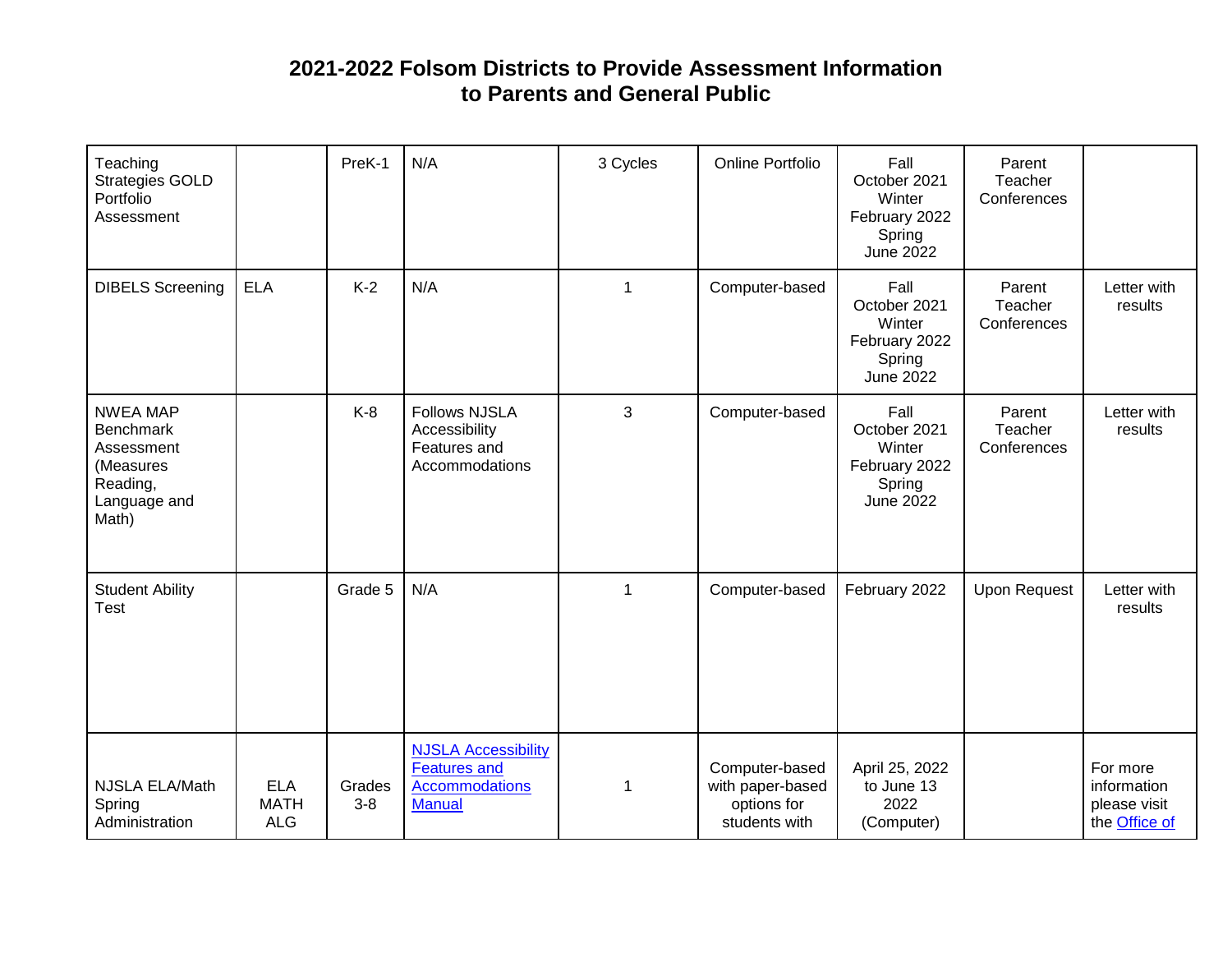# 2021-2022 Folsom Districts to Provide Assessment Information to Parents and General Public

| | | | | | | | | |
|---|---|---|---|---|---|---|---|---|
| Teaching Strategies GOLD Portfolio Assessment | | PreK-1 | N/A | 3 Cycles | Online Portfolio | Fall October 2021 Winter February 2022 Spring June 2022 | Parent Teacher Conferences | |
| DIBELS Screening | ELA | K-2 | N/A | 1 | Computer-based | Fall October 2021 Winter February 2022 Spring June 2022 | Parent Teacher Conferences | Letter with results |
| NWEA MAP Benchmark Assessment (Measures Reading, Language and Math) | | K-8 | Follows NJSLA Accessibility Features and Accommodations | 3 | Computer-based | Fall October 2021 Winter February 2022 Spring June 2022 | Parent Teacher Conferences | Letter with results |
| Student Ability Test | | Grade 5 | N/A | 1 | Computer-based | February 2022 | Upon Request | Letter with results |
| NJSLA ELA/Math Spring Administration | ELA MATH ALG | Grades 3-8 | NJSLA Accessibility Features and Accommodations Manual | 1 | Computer-based with paper-based options for students with | April 25, 2022 to June 13 2022 (Computer) | | For more information please visit the Office of |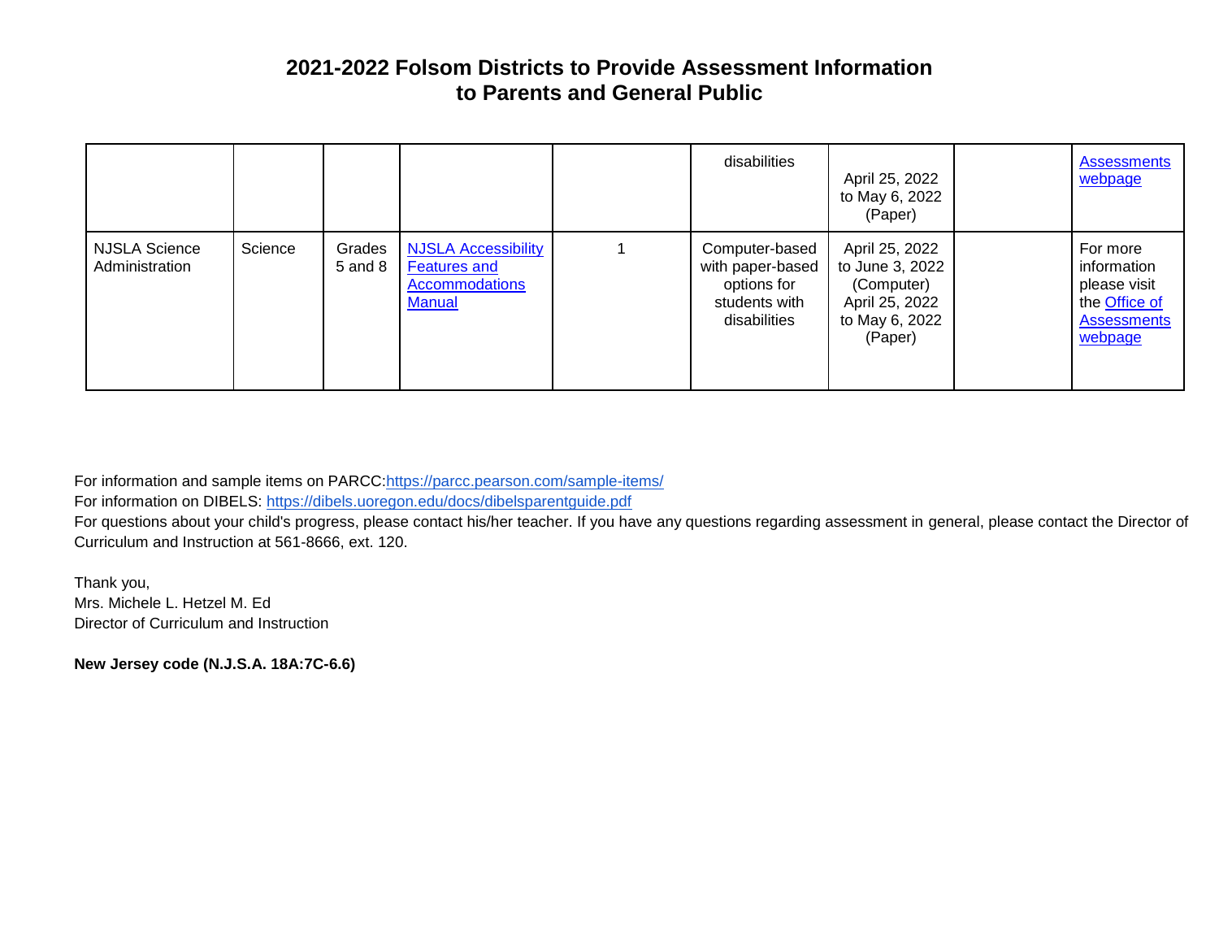# 2021-2022 Folsom Districts to Provide Assessment Information to Parents and General Public

| | | | | | | | | |
|---|---|---|---|---|---|---|---|---|
| | | | | | disabilities | April 25, 2022 to May 6, 2022 (Paper) | | Assessments webpage |
| NJSLA Science Administration | Science | Grades 5 and 8 | NJSLA Accessibility Features and Accommodations Manual | 1 | Computer-based with paper-based options for students with disabilities | April 25, 2022 to June 3, 2022 (Computer) April 25, 2022 to May 6, 2022 (Paper) | | For more information please visit the Office of Assessments webpage |

For information and sample items on PARCC:https://parcc.pearson.com/sample-items/
For information on DIBELS: https://dibels.uoregon.edu/docs/dibelsparentguide.pdf
For questions about your child's progress, please contact his/her teacher. If you have any questions regarding assessment in general, please contact the Director of Curriculum and Instruction at 561-8666, ext. 120.

Thank you,
Mrs. Michele L. Hetzel M. Ed
Director of Curriculum and Instruction

**New Jersey code (N.J.S.A. 18A:7C-6.6)**